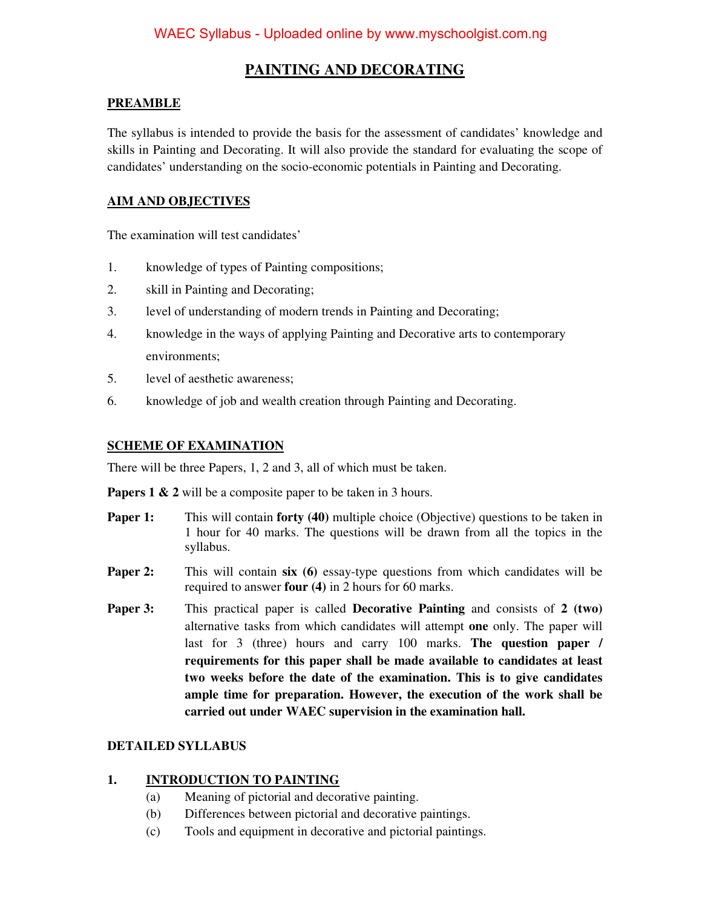# PAINTING AND DECORATING

## PREAMBLE

The syllabus is intended to provide the basis for the assessment of candidates' knowledge and skills in Painting and Decorating. It will also provide the standard for evaluating the scope of candidates' understanding on the socio-economic potentials in Painting and Decorating.

## AIM AND OBJECTIVES

The examination will test candidates'

1. knowledge of types of Painting compositions;
2. skill in Painting and Decorating;
3. level of understanding of modern trends in Painting and Decorating;
4. knowledge in the ways of applying Painting and Decorative arts to contemporary environments;
5. level of aesthetic awareness;
6. knowledge of job and wealth creation through Painting and Decorating.

## SCHEME OF EXAMINATION

There will be three Papers, 1, 2 and 3, all of which must be taken.

**Papers 1 & 2** will be a composite paper to be taken in 3 hours.

**Paper 1:** This will contain **forty (40)** multiple choice (Objective) questions to be taken in 1 hour for 40 marks. The questions will be drawn from all the topics in the syllabus.

**Paper 2:** This will contain **six (6)** essay-type questions from which candidates will be required to answer **four (4)** in 2 hours for 60 marks.

**Paper 3:** This practical paper is called **Decorative Painting** and consists of **2 (two)** alternative tasks from which candidates will attempt **one** only. The paper will last for 3 (three) hours and carry 100 marks. **The question paper / requirements for this paper shall be made available to candidates at least two weeks before the date of the examination. This is to give candidates ample time for preparation. However, the execution of the work shall be carried out under WAEC supervision in the examination hall.**

## DETAILED SYLLABUS

### 1. INTRODUCTION TO PAINTING

(a) Meaning of pictorial and decorative painting.
(b) Differences between pictorial and decorative paintings.
(c) Tools and equipment in decorative and pictorial paintings.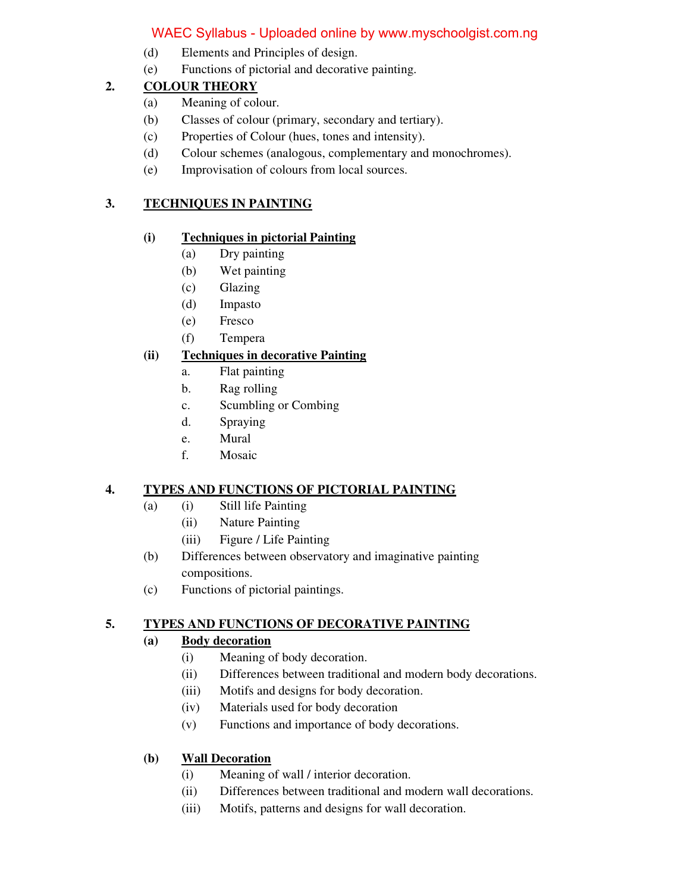(d) Elements and Principles of design.

(e) Functions of pictorial and decorative painting.

**2. COLOUR THEORY**

(a) Meaning of colour.

(b) Classes of colour (primary, secondary and tertiary).

(c) Properties of Colour (hues, tones and intensity).

(d) Colour schemes (analogous, complementary and monochromes).

(e) Improvisation of colours from local sources.

**3. TECHNIQUES IN PAINTING**

**(i) Techniques in pictorial Painting**

(a) Dry painting

(b) Wet painting

(c) Glazing

(d) Impasto

(e) Fresco

(f) Tempera

**(ii) Techniques in decorative Painting**

a. Flat painting

b. Rag rolling

c. Scumbling or Combing

d. Spraying

e. Mural

f. Mosaic

**4. TYPES AND FUNCTIONS OF PICTORIAL PAINTING**

(a) (i) Still life Painting

(ii) Nature Painting

(iii) Figure / Life Painting

(b) Differences between observatory and imaginative painting compositions.

(c) Functions of pictorial paintings.

**5. TYPES AND FUNCTIONS OF DECORATIVE PAINTING**

**(a) Body decoration**

(i) Meaning of body decoration.

(ii) Differences between traditional and modern body decorations.

(iii) Motifs and designs for body decoration.

(iv) Materials used for body decoration

(v) Functions and importance of body decorations.

**(b) Wall Decoration**

(i) Meaning of wall / interior decoration.

(ii) Differences between traditional and modern wall decorations.

(iii) Motifs, patterns and designs for wall decoration.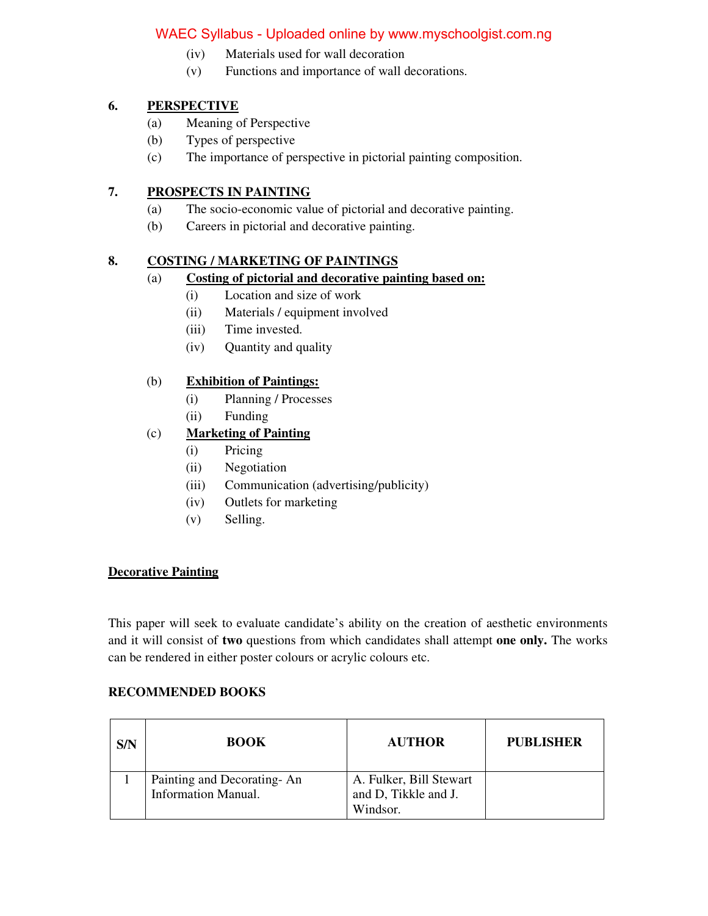(iv) Materials used for wall decoration

(v) Functions and importance of wall decorations.

## 6. PERSPECTIVE

(a) Meaning of Perspective

(b) Types of perspective

(c) The importance of perspective in pictorial painting composition.

## 7. PROSPECTS IN PAINTING

(a) The socio-economic value of pictorial and decorative painting.

(b) Careers in pictorial and decorative painting.

## 8. COSTING / MARKETING OF PAINTINGS

(a) **Costing of pictorial and decorative painting based on:**

- (i) Location and size of work
- (ii) Materials / equipment involved
- (iii) Time invested.
- (iv) Quantity and quality

(b) **Exhibition of Paintings:**

- (i) Planning / Processes
- (ii) Funding

(c) **Marketing of Painting**

- (i) Pricing
- (ii) Negotiation
- (iii) Communication (advertising/publicity)
- (iv) Outlets for marketing
- (v) Selling.

## Decorative Painting

This paper will seek to evaluate candidate's ability on the creation of aesthetic environments and it will consist of **two** questions from which candidates shall attempt **one only.** The works can be rendered in either poster colours or acrylic colours etc.

### RECOMMENDED BOOKS

| S/N | BOOK | AUTHOR | PUBLISHER |
|---|---|---|---|
| 1 | Painting and Decorating- An Information Manual. | A. Fulker, Bill Stewart and D, Tikkle and J. Windsor. | |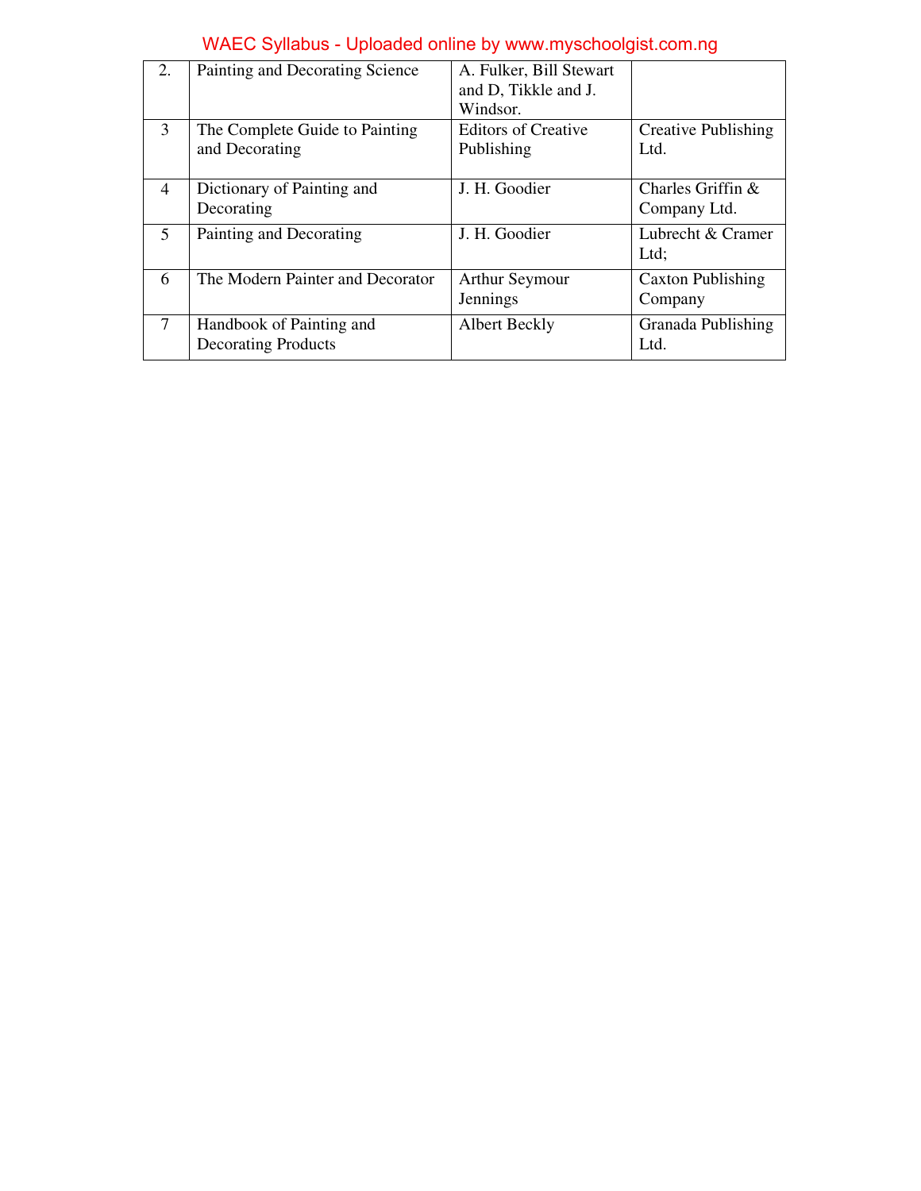| | | | |
|---|---|---|---|
| 2. | Painting and Decorating Science | A. Fulker, Bill Stewart and D, Tikkle and J. Windsor. | |
| 3 | The Complete Guide to Painting and Decorating | Editors of Creative Publishing | Creative Publishing Ltd. |
| 4 | Dictionary of Painting and Decorating | J. H. Goodier | Charles Griffin & Company Ltd. |
| 5 | Painting and Decorating | J. H. Goodier | Lubrecht & Cramer Ltd; |
| 6 | The Modern Painter and Decorator | Arthur Seymour Jennings | Caxton Publishing Company |
| 7 | Handbook of Painting and Decorating Products | Albert Beckly | Granada Publishing Ltd. |